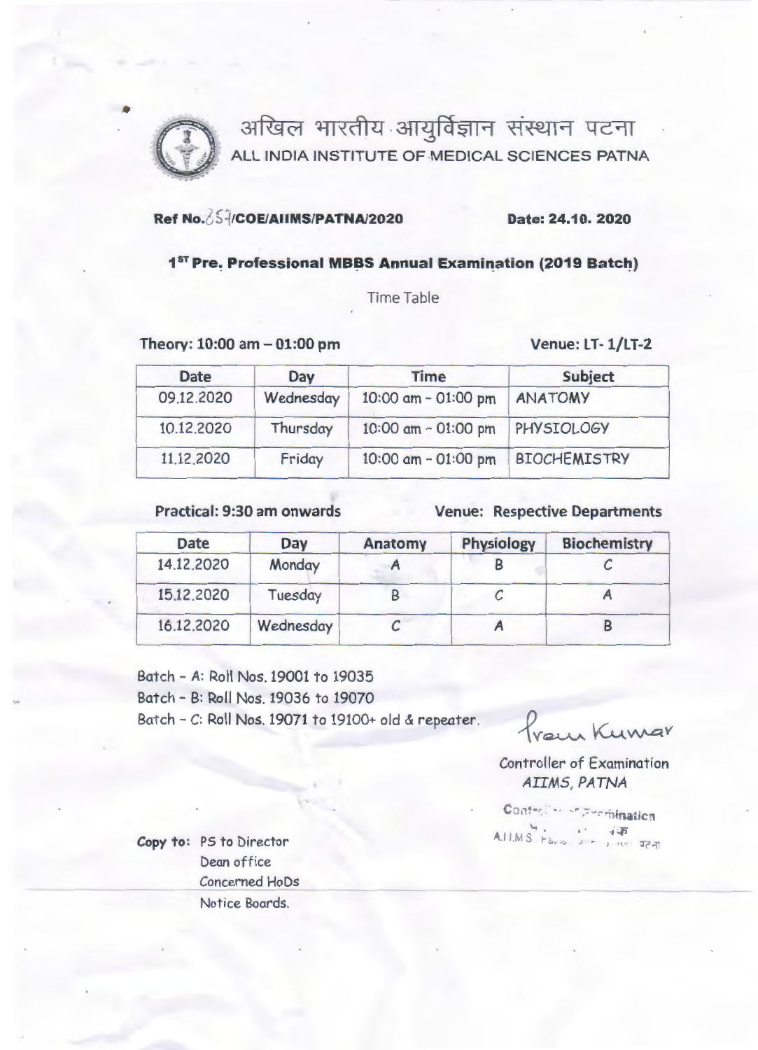# अखिल भारतीय आयुर्विज्ञान संस्थान पटना

## ALL INDIA INSTITUTE OF MEDICAL SCIENCES PATNA

**Ref No.257/COE/AIIMS/PATNA/2020** **Date: 24.10. 2020**

### 1ST Pre. Professional MBBS Annual Examination (2019 Batch)

Time Table

**Theory: 10:00 am – 01:00 pm** **Venue: LT- 1/LT-2**

| Date | Day | Time | Subject |
|---|---|---|---|
| 09.12.2020 | Wednesday | 10:00 am - 01:00 pm | ANATOMY |
| 10.12.2020 | Thursday | 10:00 am - 01:00 pm | PHYSIOLOGY |
| 11.12.2020 | Friday | 10:00 am - 01:00 pm | BIOCHEMISTRY |

**Practical: 9:30 am onwards** **Venue: Respective Departments**

| Date | Day | Anatomy | Physiology | Biochemistry |
|---|---|---|---|---|
| 14.12.2020 | Monday | A | B | C |
| 15.12.2020 | Tuesday | B | C | A |
| 16.12.2020 | Wednesday | C | A | B |

Batch - A: Roll Nos. 19001 to 19035
Batch - B: Roll Nos. 19036 to 19070
Batch - C: Roll Nos. 19071 to 19100+ old & repeater.

Prem Kumar

Controller of Examination
AIIMS, PATNA

**Copy to:** PS to Director
Dean office
Concerned HoDs
Notice Boards.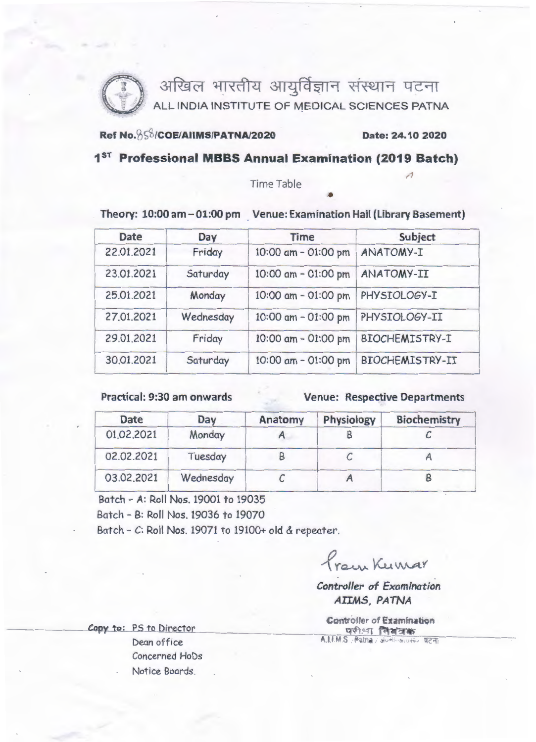अखिल भारतीय आयुर्विज्ञान संस्थान पटना

ALL INDIA INSTITUTE OF MEDICAL SCIENCES PATNA

**Ref No.858/COE/AIIMS/PATNA/2020** **Date: 24.10 2020**

## 1ST Professional MBBS Annual Examination (2019 Batch)

Time Table

**Theory: 10:00 am – 01:00 pm Venue: Examination Hall (Library Basement)**

| Date | Day | Time | Subject |
|---|---|---|---|
| 22.01.2021 | Friday | 10:00 am - 01:00 pm | ANATOMY-I |
| 23.01.2021 | Saturday | 10:00 am - 01:00 pm | ANATOMY-II |
| 25.01.2021 | Monday | 10:00 am - 01:00 pm | PHYSIOLOGY-I |
| 27.01.2021 | Wednesday | 10:00 am - 01:00 pm | PHYSIOLOGY-II |
| 29.01.2021 | Friday | 10:00 am - 01:00 pm | BIOCHEMISTRY-I |
| 30.01.2021 | Saturday | 10:00 am - 01:00 pm | BIOCHEMISTRY-II |

**Practical: 9:30 am onwards** **Venue: Respective Departments**

| Date | Day | Anatomy | Physiology | Biochemistry |
|---|---|---|---|---|
| 01.02.2021 | Monday | A | B | C |
| 02.02.2021 | Tuesday | B | C | A |
| 03.02.2021 | Wednesday | C | A | B |

Batch - A: Roll Nos. 19001 to 19035

Batch - B: Roll Nos. 19036 to 19070

Batch - C: Roll Nos. 19071 to 19100+ old & repeater.

Prem Kumar

*Controller of Examination*
*AIIMS, PATNA*

Controller of Examination
परीक्षा नियंत्रक
A.I.I.M.S. Patna / अ०भा०आ०सं० पटना

Copy to: PS to Director
Dean office
Concerned HoDs
Notice Boards.